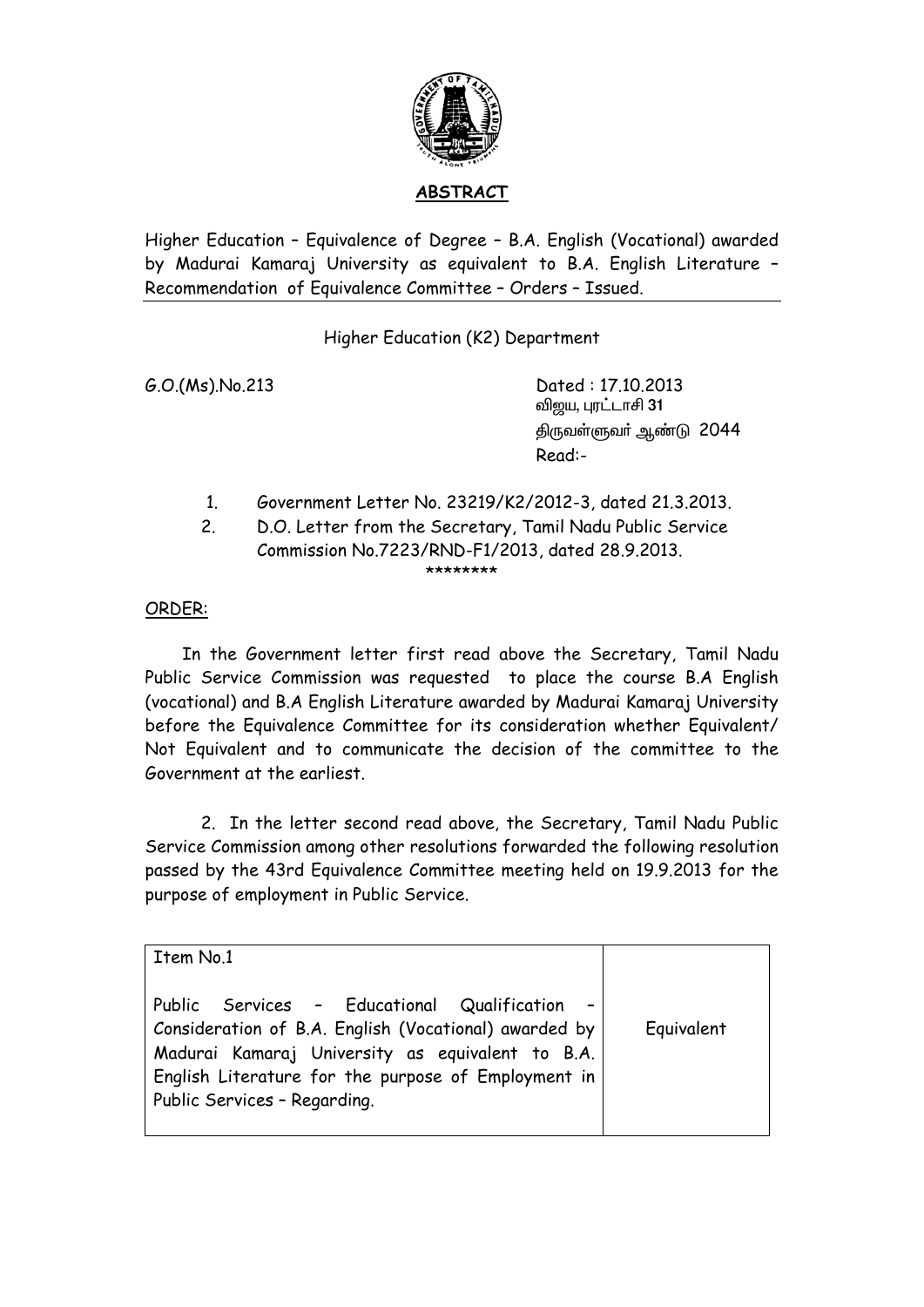## ABSTRACT

Higher Education – Equivalence of Degree – B.A. English (Vocational) awarded by Madurai Kamaraj University as equivalent to B.A. English Literature – Recommendation of Equivalence Committee – Orders – Issued.

Higher Education (K2) Department

G.O.(Ms).No.213

Dated : 17.10.2013
விஜய, புரட்டாசி 31
திருவள்ளுவர் ஆண்டு 2044

Read:-

1. Government Letter No. 23219/K2/2012-3, dated 21.3.2013.
2. D.O. Letter from the Secretary, Tamil Nadu Public Service Commission No.7223/RND-F1/2013, dated 28.9.2013.

\*\*\*\*\*\*\*\*

ORDER:

In the Government letter first read above the Secretary, Tamil Nadu Public Service Commission was requested to place the course B.A English (vocational) and B.A English Literature awarded by Madurai Kamaraj University before the Equivalence Committee for its consideration whether Equivalent/ Not Equivalent and to communicate the decision of the committee to the Government at the earliest.

2. In the letter second read above, the Secretary, Tamil Nadu Public Service Commission among other resolutions forwarded the following resolution passed by the 43rd Equivalence Committee meeting held on 19.9.2013 for the purpose of employment in Public Service.

| Item No.1<br><br>Public Services – Educational Qualification – Consideration of B.A. English (Vocational) awarded by Madurai Kamaraj University as equivalent to B.A. English Literature for the purpose of Employment in Public Services – Regarding. | Equivalent |
|---|---|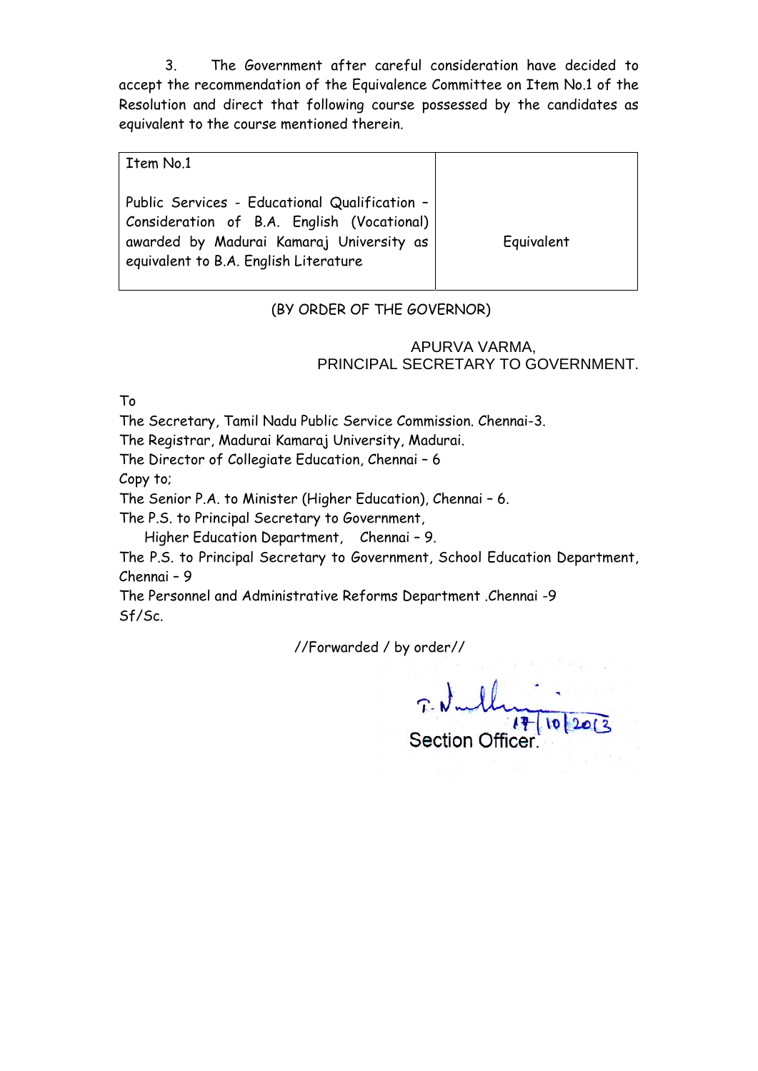3. The Government after careful consideration have decided to accept the recommendation of the Equivalence Committee on Item No.1 of the Resolution and direct that following course possessed by the candidates as equivalent to the course mentioned therein.

| | |
|---|---|
| Item No.1<br><br>Public Services - Educational Qualification – Consideration of B.A. English (Vocational) awarded by Madurai Kamaraj University as equivalent to B.A. English Literature | Equivalent |

(BY ORDER OF THE GOVERNOR)

APURVA VARMA,
PRINCIPAL SECRETARY TO GOVERNMENT.

To
The Secretary, Tamil Nadu Public Service Commission. Chennai-3.
The Registrar, Madurai Kamaraj University, Madurai.
The Director of Collegiate Education, Chennai – 6
Copy to;
The Senior P.A. to Minister (Higher Education), Chennai – 6.
The P.S. to Principal Secretary to Government,
Higher Education Department, Chennai – 9.
The P.S. to Principal Secretary to Government, School Education Department, Chennai – 9
The Personnel and Administrative Reforms Department .Chennai -9
Sf/Sc.

//Forwarded / by order//

17/10/2013
Section Officer.